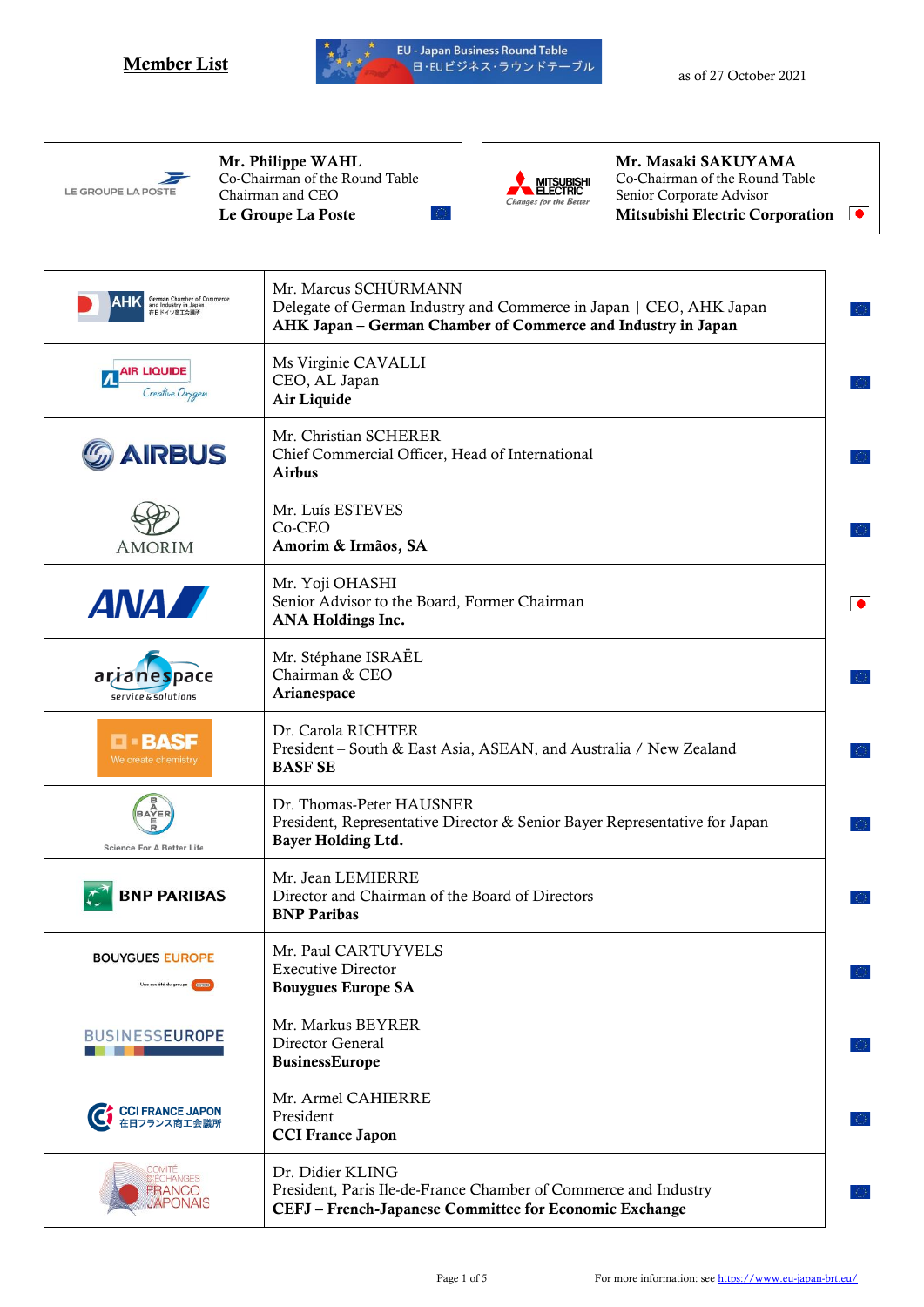# Member List

EU - Japan Business Round Table
日・EUビジネス・ラウンドテーブル

as of 27 October 2021

| | |
|---|---|
| **Mr. Philippe WAHL**<br>Co-Chairman of the Round Table<br>Chairman and CEO<br>**Le Groupe La Poste** | **Mr. Masaki SAKUYAMA**<br>Co-Chairman of the Round Table<br>Senior Corporate Advisor<br>**Mitsubishi Electric Corporation** |

| Organisation | Member |
|---|---|
| AHK Japan | Mr. Marcus SCHÜRMANN<br>Delegate of German Industry and Commerce in Japan \| CEO, AHK Japan<br>**AHK Japan – German Chamber of Commerce and Industry in Japan** |
| Air Liquide | Ms Virginie CAVALLI<br>CEO, AL Japan<br>**Air Liquide** |
| Airbus | Mr. Christian SCHERER<br>Chief Commercial Officer, Head of International<br>**Airbus** |
| Amorim | Mr. Luís ESTEVES<br>Co-CEO<br>**Amorim & Irmãos, SA** |
| ANA | Mr. Yoji OHASHI<br>Senior Advisor to the Board, Former Chairman<br>**ANA Holdings Inc.** |
| Arianespace | Mr. Stéphane ISRAËL<br>Chairman & CEO<br>**Arianespace** |
| BASF | Dr. Carola RICHTER<br>President – South & East Asia, ASEAN, and Australia / New Zealand<br>**BASF SE** |
| Bayer | Dr. Thomas-Peter HAUSNER<br>President, Representative Director & Senior Bayer Representative for Japan<br>**Bayer Holding Ltd.** |
| BNP Paribas | Mr. Jean LEMIERRE<br>Director and Chairman of the Board of Directors<br>**BNP Paribas** |
| Bouygues Europe | Mr. Paul CARTUYVELS<br>Executive Director<br>**Bouygues Europe SA** |
| BusinessEurope | Mr. Markus BEYRER<br>Director General<br>**BusinessEurope** |
| CCI France Japon | Mr. Armel CAHIERRE<br>President<br>**CCI France Japon** |
| Comité d'Échanges Franco-Japonais | Dr. Didier KLING<br>President, Paris Ile-de-France Chamber of Commerce and Industry<br>**CEFJ – French-Japanese Committee for Economic Exchange** |

For more information: see https://www.eu-japan-brt.eu/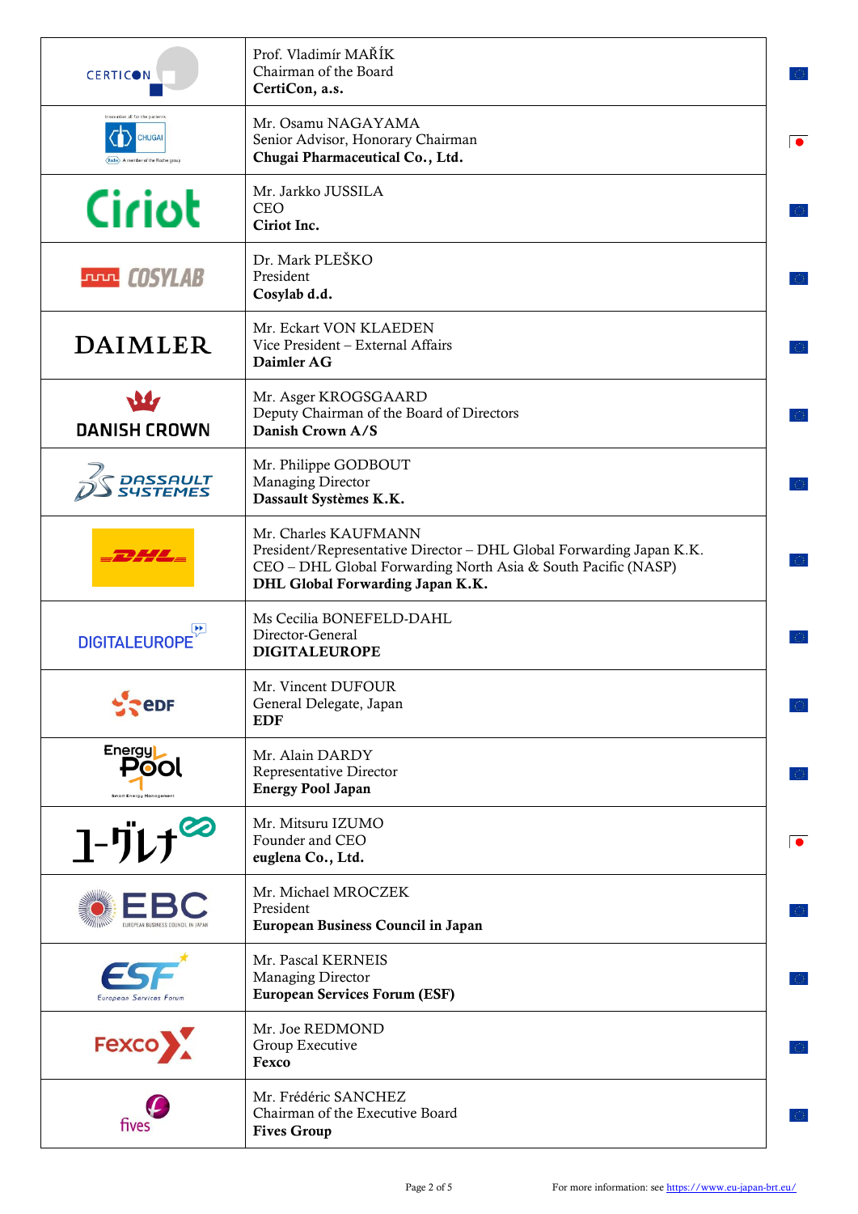| | | |
|---|---|---|
| CERTICON | Prof. Vladimír MAŘÍK<br>Chairman of the Board<br>**CertiCon, a.s.** | |
| CHUGAI | Mr. Osamu NAGAYAMA<br>Senior Advisor, Honorary Chairman<br>**Chugai Pharmaceutical Co., Ltd.** | |
| Ciriot | Mr. Jarkko JUSSILA<br>CEO<br>**Ciriot Inc.** | |
| COSYLAB | Dr. Mark PLEŠKO<br>President<br>**Cosylab d.d.** | |
| DAIMLER | Mr. Eckart VON KLAEDEN<br>Vice President – External Affairs<br>**Daimler AG** | |
| DANISH CROWN | Mr. Asger KROGSGAARD<br>Deputy Chairman of the Board of Directors<br>**Danish Crown A/S** | |
| DASSAULT SYSTEMES | Mr. Philippe GODBOUT<br>Managing Director<br>**Dassault Systèmes K.K.** | |
| DHL | Mr. Charles KAUFMANN<br>President/Representative Director – DHL Global Forwarding Japan K.K.<br>CEO – DHL Global Forwarding North Asia & South Pacific (NASP)<br>**DHL Global Forwarding Japan K.K.** | |
| DIGITALEUROPE | Ms Cecilia BONEFELD-DAHL<br>Director-General<br>**DIGITALEUROPE** | |
| EDF | Mr. Vincent DUFOUR<br>General Delegate, Japan<br>**EDF** | |
| Energy Pool | Mr. Alain DARDY<br>Representative Director<br>**Energy Pool Japan** | |
| ユーグレナ | Mr. Mitsuru IZUMO<br>Founder and CEO<br>**euglena Co., Ltd.** | |
| EBC | Mr. Michael MROCZEK<br>President<br>**European Business Council in Japan** | |
| ESF | Mr. Pascal KERNEIS<br>Managing Director<br>**European Services Forum (ESF)** | |
| Fexco | Mr. Joe REDMOND<br>Group Executive<br>**Fexco** | |
| fives | Mr. Frédéric SANCHEZ<br>Chairman of the Executive Board<br>**Fives Group** | |

For more information: see https://www.eu-japan-brt.eu/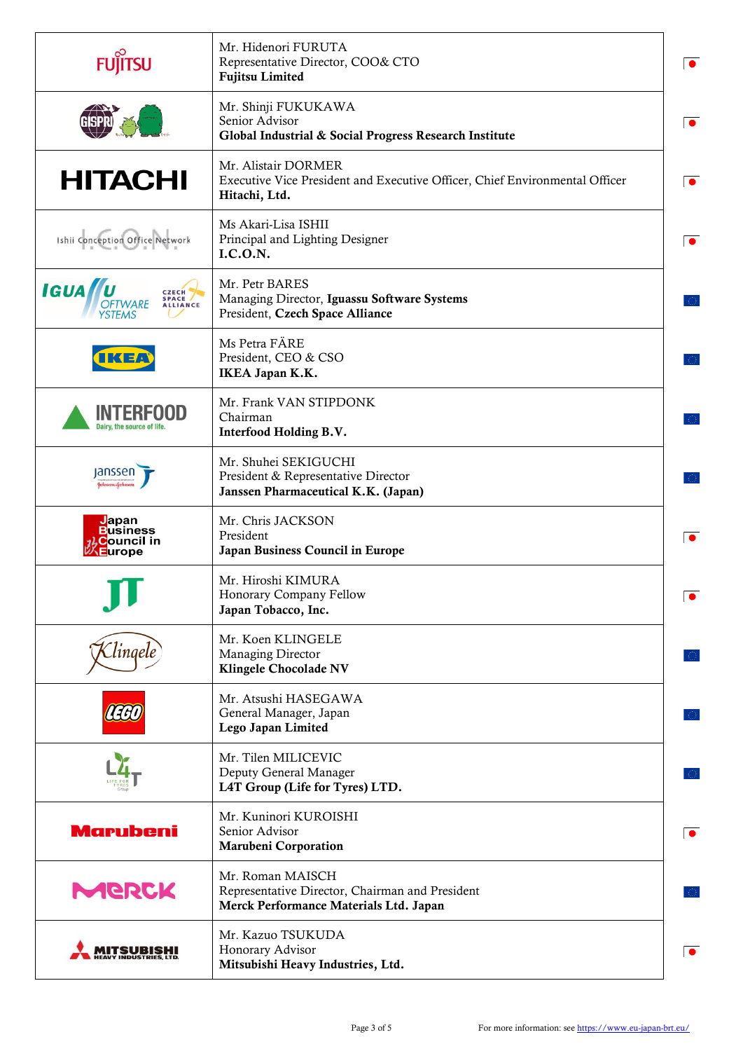| Logo | Member | |
|---|---|---|
| FUJITSU | Mr. Hidenori FURUTA<br>Representative Director, COO& CTO<br>**Fujitsu Limited** | |
| GISPRI | Mr. Shinji FUKUKAWA<br>Senior Advisor<br>**Global Industrial & Social Progress Research Institute** | |
| HITACHI | Mr. Alistair DORMER<br>Executive Vice President and Executive Officer, Chief Environmental Officer<br>**Hitachi, Ltd.** | |
| Ishii Conception Office Network I.C.O.N. | Ms Akari-Lisa ISHII<br>Principal and Lighting Designer<br>**I.C.O.N.** | |
| IGUASSU SOFTWARE SYSTEMS / CZECH SPACE ALLIANCE | Mr. Petr BARES<br>Managing Director, **Iguassu Software Systems**<br>President, **Czech Space Alliance** | |
| IKEA | Ms Petra FÄRE<br>President, CEO & CSO<br>**IKEA Japan K.K.** | |
| INTERFOOD Dairy, the source of life. | Mr. Frank VAN STIPDONK<br>Chairman<br>**Interfood Holding B.V.** | |
| Janssen | Mr. Shuhei SEKIGUCHI<br>President & Representative Director<br>**Janssen Pharmaceutical K.K. (Japan)** | |
| Japan Business Council in Europe | Mr. Chris JACKSON<br>President<br>**Japan Business Council in Europe** | |
| JT | Mr. Hiroshi KIMURA<br>Honorary Company Fellow<br>**Japan Tobacco, Inc.** | |
| Klingele | Mr. Koen KLINGELE<br>Managing Director<br>**Klingele Chocolade NV** | |
| LEGO | Mr. Atsushi HASEGAWA<br>General Manager, Japan<br>**Lego Japan Limited** | |
| L4T LIFE FOR TYRES Group | Mr. Tilen MILICEVIC<br>Deputy General Manager<br>**L4T Group (Life for Tyres) LTD.** | |
| Marubeni | Mr. Kuninori KUROISHI<br>Senior Advisor<br>**Marubeni Corporation** | |
| MERCK | Mr. Roman MAISCH<br>Representative Director, Chairman and President<br>**Merck Performance Materials Ltd. Japan** | |
| MITSUBISHI HEAVY INDUSTRIES, LTD. | Mr. Kazuo TSUKUDA<br>Honorary Advisor<br>**Mitsubishi Heavy Industries, Ltd.** | |

For more information: see https://www.eu-japan-brt.eu/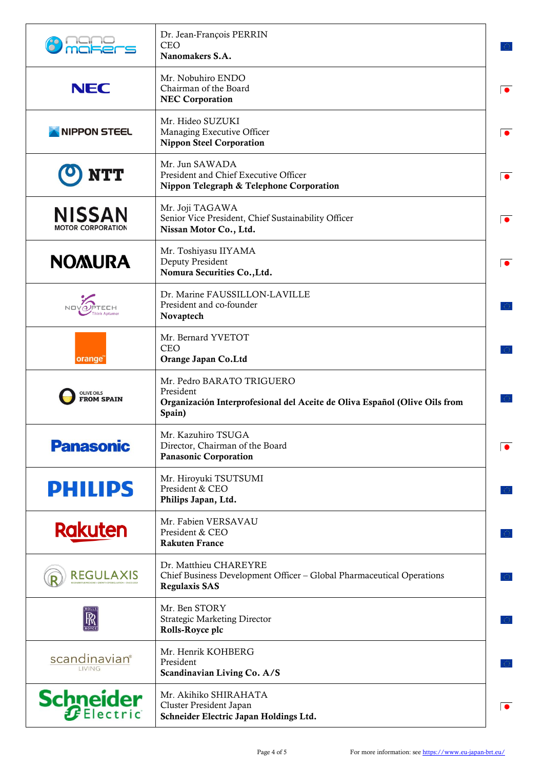| | | |
|---|---|---|
| nano makers | Dr. Jean-François PERRIN<br>CEO<br>**Nanomakers S.A.** | |
| NEC | Mr. Nobuhiro ENDO<br>Chairman of the Board<br>**NEC Corporation** | |
| NIPPON STEEL | Mr. Hideo SUZUKI<br>Managing Executive Officer<br>**Nippon Steel Corporation** | |
| NTT | Mr. Jun SAWADA<br>President and Chief Executive Officer<br>**Nippon Telegraph & Telephone Corporation** | |
| NISSAN MOTOR CORPORATION | Mr. Joji TAGAWA<br>Senior Vice President, Chief Sustainability Officer<br>**Nissan Motor Co., Ltd.** | |
| NOMURA | Mr. Toshiyasu IIYAMA<br>Deputy President<br>**Nomura Securities Co.,Ltd.** | |
| NOVAPTECH Think Aptamer | Dr. Marine FAUSSILLON-LAVILLE<br>President and co-founder<br>**Novaptech** | |
| orange | Mr. Bernard YVETOT<br>CEO<br>**Orange Japan Co.Ltd** | |
| OLIVE OILS FROM SPAIN | Mr. Pedro BARATO TRIGUERO<br>President<br>**Organización Interprofesional del Aceite de Oliva Español (Olive Oils from Spain)** | |
| Panasonic | Mr. Kazuhiro TSUGA<br>Director, Chairman of the Board<br>**Panasonic Corporation** | |
| PHILIPS | Mr. Hiroyuki TSUTSUMI<br>President & CEO<br>**Philips Japan, Ltd.** | |
| Rakuten | Mr. Fabien VERSAVAU<br>President & CEO<br>**Rakuten France** | |
| REGULAXIS | Dr. Matthieu CHAREYRE<br>Chief Business Development Officer – Global Pharmaceutical Operations<br>**Regulaxis SAS** | |
| ROLLS ROYCE | Mr. Ben STORY<br>Strategic Marketing Director<br>**Rolls-Royce plc** | |
| scandinavian LIVING | Mr. Henrik KOHBERG<br>President<br>**Scandinavian Living Co. A/S** | |
| Schneider Electric | Mr. Akihiko SHIRAHATA<br>Cluster President Japan<br>**Schneider Electric Japan Holdings Ltd.** | |

For more information: see https://www.eu-japan-brt.eu/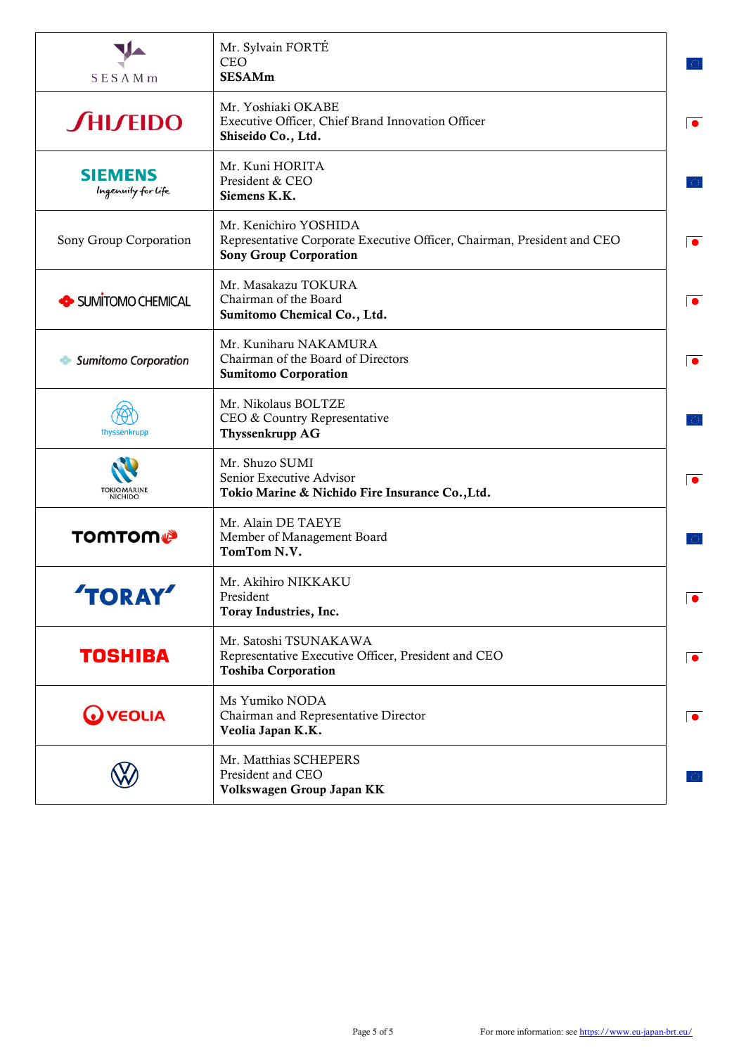| | | |
|---|---|---|
| SESAMm | Mr. Sylvain FORTÉ<br>CEO<br>**SESAMm** | |
| SHISEIDO | Mr. Yoshiaki OKABE<br>Executive Officer, Chief Brand Innovation Officer<br>**Shiseido Co., Ltd.** | |
| SIEMENS Ingenuity for life | Mr. Kuni HORITA<br>President & CEO<br>**Siemens K.K.** | |
| Sony Group Corporation | Mr. Kenichiro YOSHIDA<br>Representative Corporate Executive Officer, Chairman, President and CEO<br>**Sony Group Corporation** | |
| SUMITOMO CHEMICAL | Mr. Masakazu TOKURA<br>Chairman of the Board<br>**Sumitomo Chemical Co., Ltd.** | |
| Sumitomo Corporation | Mr. Kuniharu NAKAMURA<br>Chairman of the Board of Directors<br>**Sumitomo Corporation** | |
| thyssenkrupp | Mr. Nikolaus BOLTZE<br>CEO & Country Representative<br>**Thyssenkrupp AG** | |
| TOKIO MARINE NICHIDO | Mr. Shuzo SUMI<br>Senior Executive Advisor<br>**Tokio Marine & Nichido Fire Insurance Co.,Ltd.** | |
| TOMTOM | Mr. Alain DE TAEYE<br>Member of Management Board<br>**TomTom N.V.** | |
| TORAY | Mr. Akihiro NIKKAKU<br>President<br>**Toray Industries, Inc.** | |
| TOSHIBA | Mr. Satoshi TSUNAKAWA<br>Representative Executive Officer, President and CEO<br>**Toshiba Corporation** | |
| VEOLIA | Ms Yumiko NODA<br>Chairman and Representative Director<br>**Veolia Japan K.K.** | |
| | Mr. Matthias SCHEPERS<br>President and CEO<br>**Volkswagen Group Japan KK** | |

For more information: see https://www.eu-japan-brt.eu/